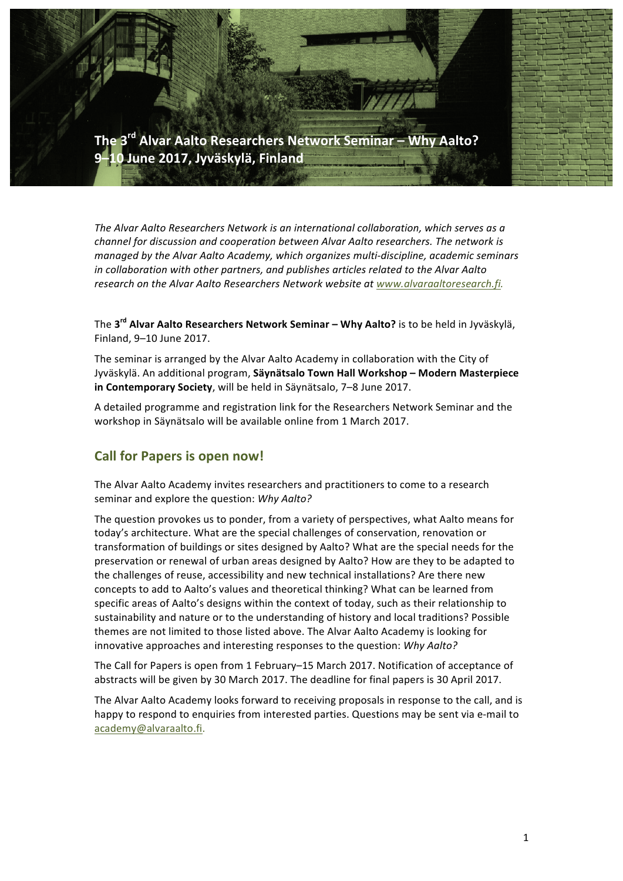# The 3rd Alvar Aalto Researchers Network Seminar – Why Aalto?
# 9–10 June 2017, Jyväskylä, Finland

*The Alvar Aalto Researchers Network is an international collaboration, which serves as a channel for discussion and cooperation between Alvar Aalto researchers. The network is managed by the Alvar Aalto Academy, which organizes multi-discipline, academic seminars in collaboration with other partners, and publishes articles related to the Alvar Aalto research on the Alvar Aalto Researchers Network website at www.alvaraaltoresearch.fi.*

The **3rd Alvar Aalto Researchers Network Seminar – Why Aalto?** is to be held in Jyväskylä, Finland, 9–10 June 2017.

The seminar is arranged by the Alvar Aalto Academy in collaboration with the City of Jyväskylä. An additional program, **Säynätsalo Town Hall Workshop – Modern Masterpiece in Contemporary Society**, will be held in Säynätsalo, 7–8 June 2017.

A detailed programme and registration link for the Researchers Network Seminar and the workshop in Säynätsalo will be available online from 1 March 2017.

## Call for Papers is open now!

The Alvar Aalto Academy invites researchers and practitioners to come to a research seminar and explore the question: *Why Aalto?*

The question provokes us to ponder, from a variety of perspectives, what Aalto means for today's architecture. What are the special challenges of conservation, renovation or transformation of buildings or sites designed by Aalto? What are the special needs for the preservation or renewal of urban areas designed by Aalto? How are they to be adapted to the challenges of reuse, accessibility and new technical installations? Are there new concepts to add to Aalto's values and theoretical thinking? What can be learned from specific areas of Aalto's designs within the context of today, such as their relationship to sustainability and nature or to the understanding of history and local traditions? Possible themes are not limited to those listed above. The Alvar Aalto Academy is looking for innovative approaches and interesting responses to the question: *Why Aalto?*

The Call for Papers is open from 1 February–15 March 2017. Notification of acceptance of abstracts will be given by 30 March 2017. The deadline for final papers is 30 April 2017.

The Alvar Aalto Academy looks forward to receiving proposals in response to the call, and is happy to respond to enquiries from interested parties. Questions may be sent via e-mail to academy@alvaraalto.fi.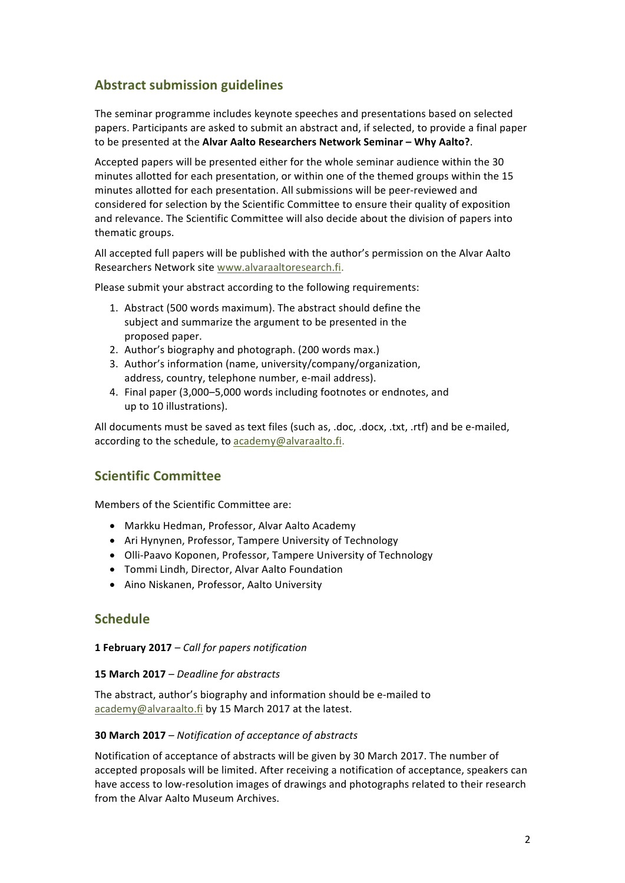## Abstract submission guidelines

The seminar programme includes keynote speeches and presentations based on selected papers. Participants are asked to submit an abstract and, if selected, to provide a final paper to be presented at the **Alvar Aalto Researchers Network Seminar – Why Aalto?**.

Accepted papers will be presented either for the whole seminar audience within the 30 minutes allotted for each presentation, or within one of the themed groups within the 15 minutes allotted for each presentation. All submissions will be peer-reviewed and considered for selection by the Scientific Committee to ensure their quality of exposition and relevance. The Scientific Committee will also decide about the division of papers into thematic groups.

All accepted full papers will be published with the author's permission on the Alvar Aalto Researchers Network site www.alvaraaltoresearch.fi.

Please submit your abstract according to the following requirements:

1. Abstract (500 words maximum). The abstract should define the subject and summarize the argument to be presented in the proposed paper.
2. Author's biography and photograph. (200 words max.)
3. Author's information (name, university/company/organization, address, country, telephone number, e-mail address).
4. Final paper (3,000–5,000 words including footnotes or endnotes, and up to 10 illustrations).

All documents must be saved as text files (such as, .doc, .docx, .txt, .rtf) and be e-mailed, according to the schedule, to academy@alvaraalto.fi.

## Scientific Committee

Members of the Scientific Committee are:

- Markku Hedman, Professor, Alvar Aalto Academy
- Ari Hynynen, Professor, Tampere University of Technology
- Olli-Paavo Koponen, Professor, Tampere University of Technology
- Tommi Lindh, Director, Alvar Aalto Foundation
- Aino Niskanen, Professor, Aalto University

## Schedule

**1 February 2017** – *Call for papers notification*

**15 March 2017** – *Deadline for abstracts*

The abstract, author's biography and information should be e-mailed to academy@alvaraalto.fi by 15 March 2017 at the latest.

**30 March 2017** – *Notification of acceptance of abstracts*

Notification of acceptance of abstracts will be given by 30 March 2017. The number of accepted proposals will be limited. After receiving a notification of acceptance, speakers can have access to low-resolution images of drawings and photographs related to their research from the Alvar Aalto Museum Archives.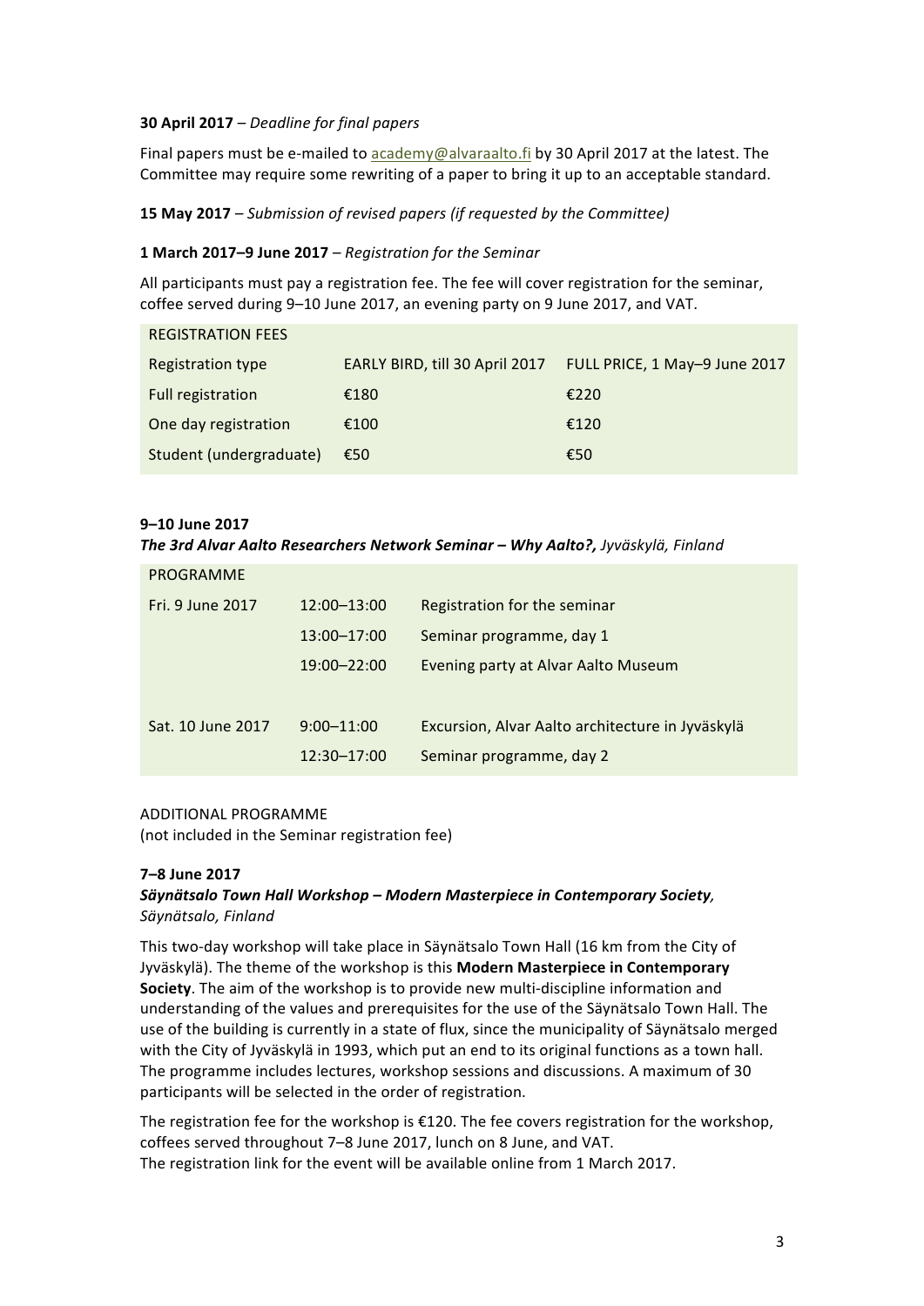**30 April 2017** – *Deadline for final papers*

Final papers must be e-mailed to [academy@alvaraalto.fi](mailto:academy@alvaraalto.fi) by 30 April 2017 at the latest. The Committee may require some rewriting of a paper to bring it up to an acceptable standard.

**15 May 2017** – *Submission of revised papers (if requested by the Committee)*

**1 March 2017–9 June 2017** – *Registration for the Seminar*

All participants must pay a registration fee. The fee will cover registration for the seminar, coffee served during 9–10 June 2017, an evening party on 9 June 2017, and VAT.

| REGISTRATION FEES | | |
|---|---|---|
| Registration type | EARLY BIRD, till 30 April 2017 | FULL PRICE, 1 May–9 June 2017 |
| Full registration | €180 | €220 |
| One day registration | €100 | €120 |
| Student (undergraduate) | €50 | €50 |

**9–10 June 2017**

***The 3rd Alvar Aalto Researchers Network Seminar – Why Aalto?,*** *Jyväskylä, Finland*

| PROGRAMME | | |
|---|---|---|
| Fri. 9 June 2017 | 12:00–13:00 | Registration for the seminar |
| | 13:00–17:00 | Seminar programme, day 1 |
| | 19:00–22:00 | Evening party at Alvar Aalto Museum |
| | | |
| Sat. 10 June 2017 | 9:00–11:00 | Excursion, Alvar Aalto architecture in Jyväskylä |
| | 12:30–17:00 | Seminar programme, day 2 |

ADDITIONAL PROGRAMME
(not included in the Seminar registration fee)

**7–8 June 2017**

***Säynätsalo Town Hall Workshop – Modern Masterpiece in Contemporary Society****,*
*Säynätsalo, Finland*

This two-day workshop will take place in Säynätsalo Town Hall (16 km from the City of Jyväskylä). The theme of the workshop is this **Modern Masterpiece in Contemporary Society**. The aim of the workshop is to provide new multi-discipline information and understanding of the values and prerequisites for the use of the Säynätsalo Town Hall. The use of the building is currently in a state of flux, since the municipality of Säynätsalo merged with the City of Jyväskylä in 1993, which put an end to its original functions as a town hall. The programme includes lectures, workshop sessions and discussions. A maximum of 30 participants will be selected in the order of registration.

The registration fee for the workshop is €120. The fee covers registration for the workshop, coffees served throughout 7–8 June 2017, lunch on 8 June, and VAT.
The registration link for the event will be available online from 1 March 2017.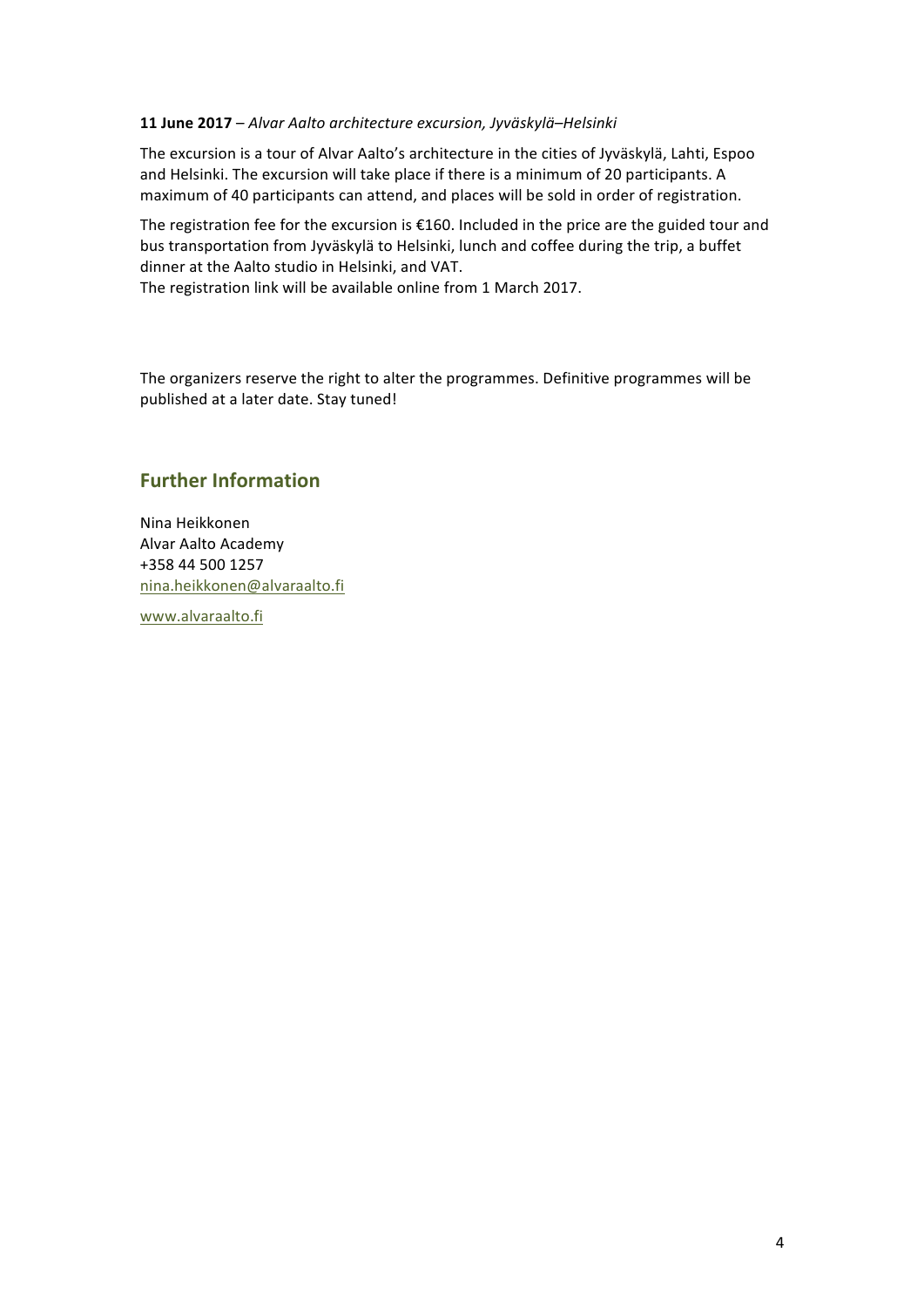**11 June 2017** – *Alvar Aalto architecture excursion, Jyväskylä–Helsinki*

The excursion is a tour of Alvar Aalto's architecture in the cities of Jyväskylä, Lahti, Espoo and Helsinki. The excursion will take place if there is a minimum of 20 participants. A maximum of 40 participants can attend, and places will be sold in order of registration.

The registration fee for the excursion is €160. Included in the price are the guided tour and bus transportation from Jyväskylä to Helsinki, lunch and coffee during the trip, a buffet dinner at the Aalto studio in Helsinki, and VAT.
The registration link will be available online from 1 March 2017.

The organizers reserve the right to alter the programmes. Definitive programmes will be published at a later date. Stay tuned!

## Further Information

Nina Heikkonen
Alvar Aalto Academy
+358 44 500 1257
nina.heikkonen@alvaraalto.fi

www.alvaraalto.fi